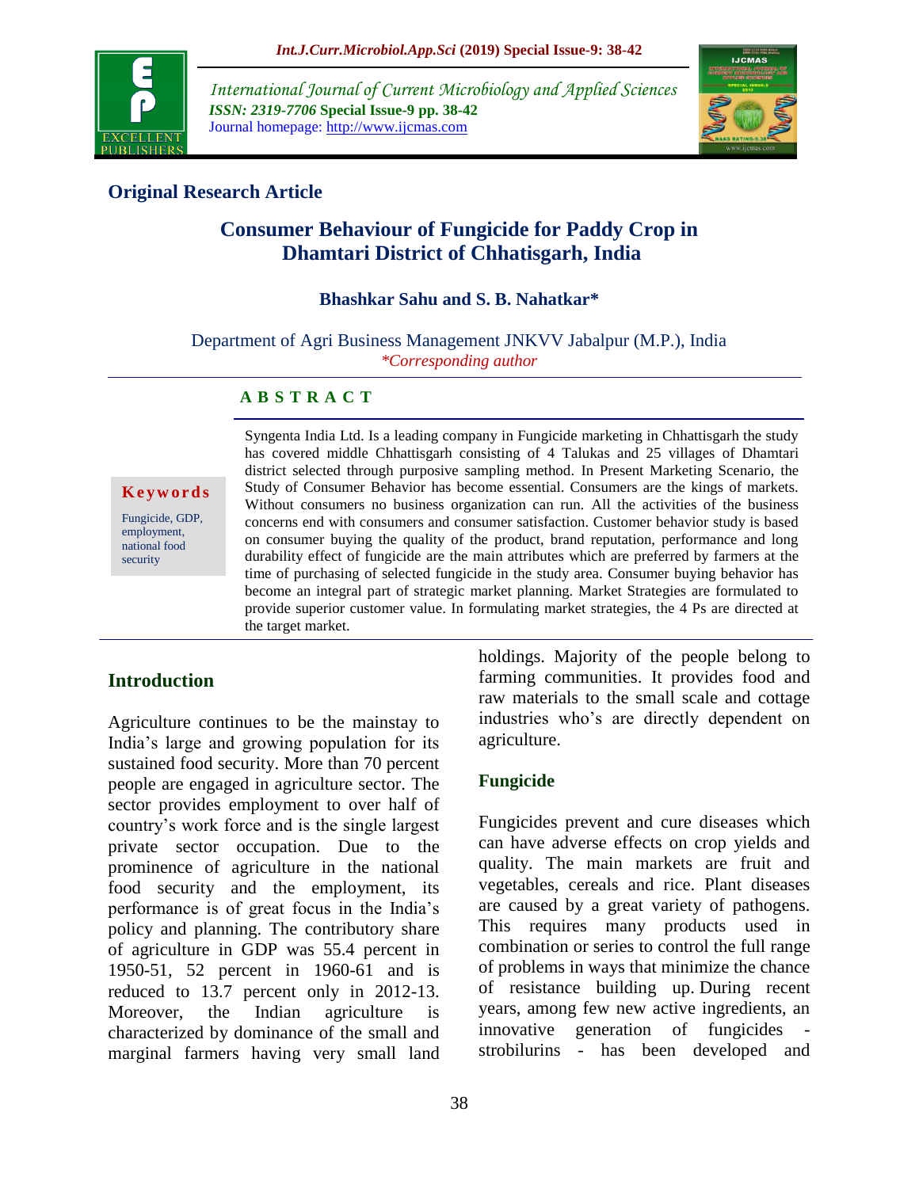## Original Research Article

# Consumer Behaviour of Fungicide for Paddy Crop in Dhamtari District of Chhatisgarh, India

**Bhashkar Sahu and S. B. Nahatkar***

Department of Agri Business Management JNKVV Jabalpur (M.P.), India

*\*Corresponding author*

**Keywords**

Fungicide, GDP, employment, national food security

## ABSTRACT

Syngenta India Ltd. Is a leading company in Fungicide marketing in Chhattisgarh the study has covered middle Chhattisgarh consisting of 4 Talukas and 25 villages of Dhamtari district selected through purposive sampling method. In Present Marketing Scenario, the Study of Consumer Behavior has become essential. Consumers are the kings of markets. Without consumers no business organization can run. All the activities of the business concerns end with consumers and consumer satisfaction. Customer behavior study is based on consumer buying the quality of the product, brand reputation, performance and long durability effect of fungicide are the main attributes which are preferred by farmers at the time of purchasing of selected fungicide in the study area. Consumer buying behavior has become an integral part of strategic market planning. Market Strategies are formulated to provide superior customer value. In formulating market strategies, the 4 Ps are directed at the target market.

## Introduction

Agriculture continues to be the mainstay to India's large and growing population for its sustained food security. More than 70 percent people are engaged in agriculture sector. The sector provides employment to over half of country's work force and is the single largest private sector occupation. Due to the prominence of agriculture in the national food security and the employment, its performance is of great focus in the India's policy and planning. The contributory share of agriculture in GDP was 55.4 percent in 1950-51, 52 percent in 1960-61 and is reduced to 13.7 percent only in 2012-13. Moreover, the Indian agriculture is characterized by dominance of the small and marginal farmers having very small land holdings. Majority of the people belong to farming communities. It provides food and raw materials to the small scale and cottage industries who's are directly dependent on agriculture.

### Fungicide

Fungicides prevent and cure diseases which can have adverse effects on crop yields and quality. The main markets are fruit and vegetables, cereals and rice. Plant diseases are caused by a great variety of pathogens. This requires many products used in combination or series to control the full range of problems in ways that minimize the chance of resistance building up. During recent years, among few new active ingredients, an innovative generation of fungicides - strobilurins - has been developed and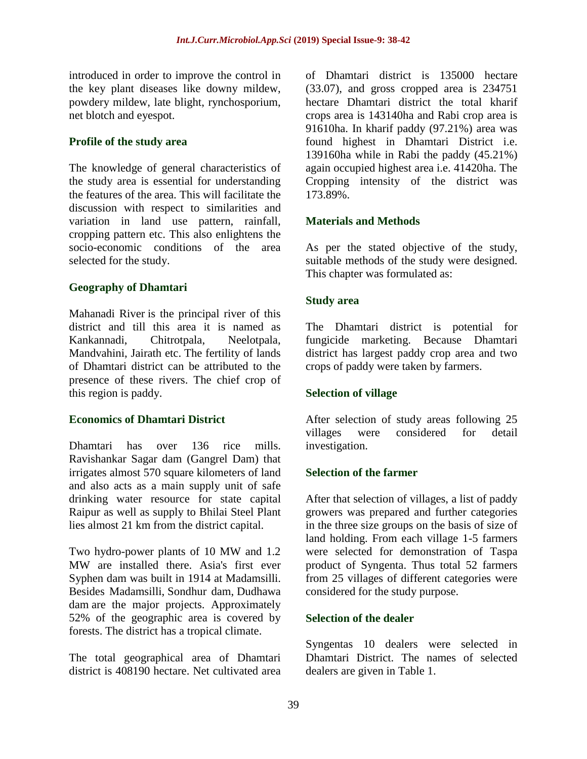introduced in order to improve the control in the key plant diseases like downy mildew, powdery mildew, late blight, rynchosporium, net blotch and eyespot.

## Profile of the study area

The knowledge of general characteristics of the study area is essential for understanding the features of the area. This will facilitate the discussion with respect to similarities and variation in land use pattern, rainfall, cropping pattern etc. This also enlightens the socio-economic conditions of the area selected for the study.

### Geography of Dhamtari

Mahanadi River is the principal river of this district and till this area it is named as Kankannadi, Chitrotpala, Neelotpala, Mandvahini, Jairath etc. The fertility of lands of Dhamtari district can be attributed to the presence of these rivers. The chief crop of this region is paddy.

### Economics of Dhamtari District

Dhamtari has over 136 rice mills. Ravishankar Sagar dam (Gangrel Dam) that irrigates almost 570 square kilometers of land and also acts as a main supply unit of safe drinking water resource for state capital Raipur as well as supply to Bhilai Steel Plant lies almost 21 km from the district capital.

Two hydro-power plants of 10 MW and 1.2 MW are installed there. Asia's first ever Syphen dam was built in 1914 at Madamsilli. Besides Madamsilli, Sondhur dam, Dudhawa dam are the major projects. Approximately 52% of the geographic area is covered by forests. The district has a tropical climate.

The total geographical area of Dhamtari district is 408190 hectare. Net cultivated area of Dhamtari district is 135000 hectare (33.07), and gross cropped area is 234751 hectare Dhamtari district the total kharif crops area is 143140ha and Rabi crop area is 91610ha. In kharif paddy (97.21%) area was found highest in Dhamtari District i.e. 139160ha while in Rabi the paddy (45.21%) again occupied highest area i.e. 41420ha. The Cropping intensity of the district was 173.89%.

## Materials and Methods

As per the stated objective of the study, suitable methods of the study were designed. This chapter was formulated as:

### Study area

The Dhamtari district is potential for fungicide marketing. Because Dhamtari district has largest paddy crop area and two crops of paddy were taken by farmers.

### Selection of village

After selection of study areas following 25 villages were considered for detail investigation.

### Selection of the farmer

After that selection of villages, a list of paddy growers was prepared and further categories in the three size groups on the basis of size of land holding. From each village 1-5 farmers were selected for demonstration of Taspa product of Syngenta. Thus total 52 farmers from 25 villages of different categories were considered for the study purpose.

### Selection of the dealer

Syngentas 10 dealers were selected in Dhamtari District. The names of selected dealers are given in Table 1.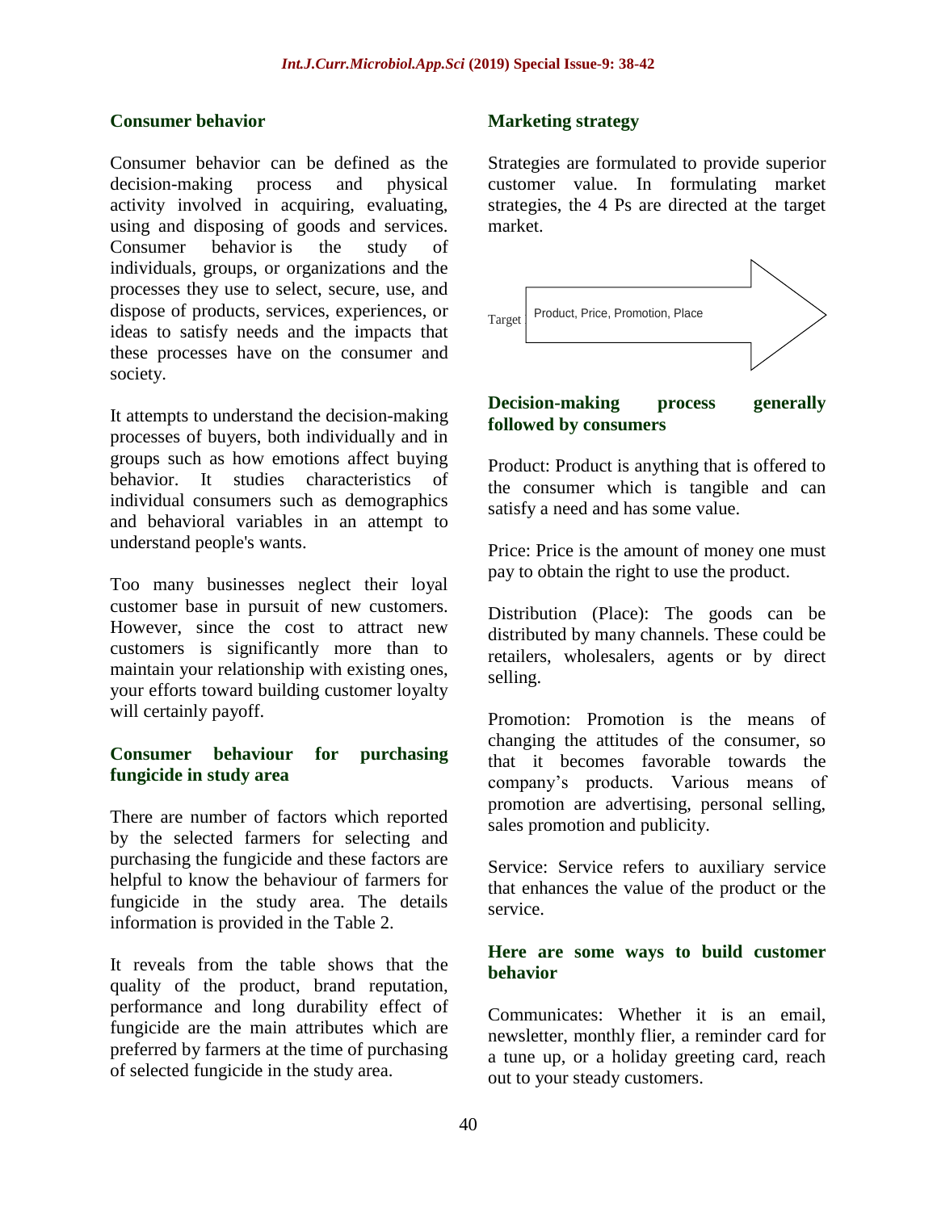## Consumer behavior

Consumer behavior can be defined as the decision-making process and physical activity involved in acquiring, evaluating, using and disposing of goods and services. Consumer behavior is the study of individuals, groups, or organizations and the processes they use to select, secure, use, and dispose of products, services, experiences, or ideas to satisfy needs and the impacts that these processes have on the consumer and society.

It attempts to understand the decision-making processes of buyers, both individually and in groups such as how emotions affect buying behavior. It studies characteristics of individual consumers such as demographics and behavioral variables in an attempt to understand people's wants.

Too many businesses neglect their loyal customer base in pursuit of new customers. However, since the cost to attract new customers is significantly more than to maintain your relationship with existing ones, your efforts toward building customer loyalty will certainly payoff.

## Consumer behaviour for purchasing fungicide in study area

There are number of factors which reported by the selected farmers for selecting and purchasing the fungicide and these factors are helpful to know the behaviour of farmers for fungicide in the study area. The details information is provided in the Table 2.

It reveals from the table shows that the quality of the product, brand reputation, performance and long durability effect of fungicide are the main attributes which are preferred by farmers at the time of purchasing of selected fungicide in the study area.

## Marketing strategy

Strategies are formulated to provide superior customer value. In formulating market strategies, the 4 Ps are directed at the target market.

Target | Product, Price, Promotion, Place

## Decision-making process generally followed by consumers

Product: Product is anything that is offered to the consumer which is tangible and can satisfy a need and has some value.

Price: Price is the amount of money one must pay to obtain the right to use the product.

Distribution (Place): The goods can be distributed by many channels. These could be retailers, wholesalers, agents or by direct selling.

Promotion: Promotion is the means of changing the attitudes of the consumer, so that it becomes favorable towards the company's products. Various means of promotion are advertising, personal selling, sales promotion and publicity.

Service: Service refers to auxiliary service that enhances the value of the product or the service.

## Here are some ways to build customer behavior

Communicates: Whether it is an email, newsletter, monthly flier, a reminder card for a tune up, or a holiday greeting card, reach out to your steady customers.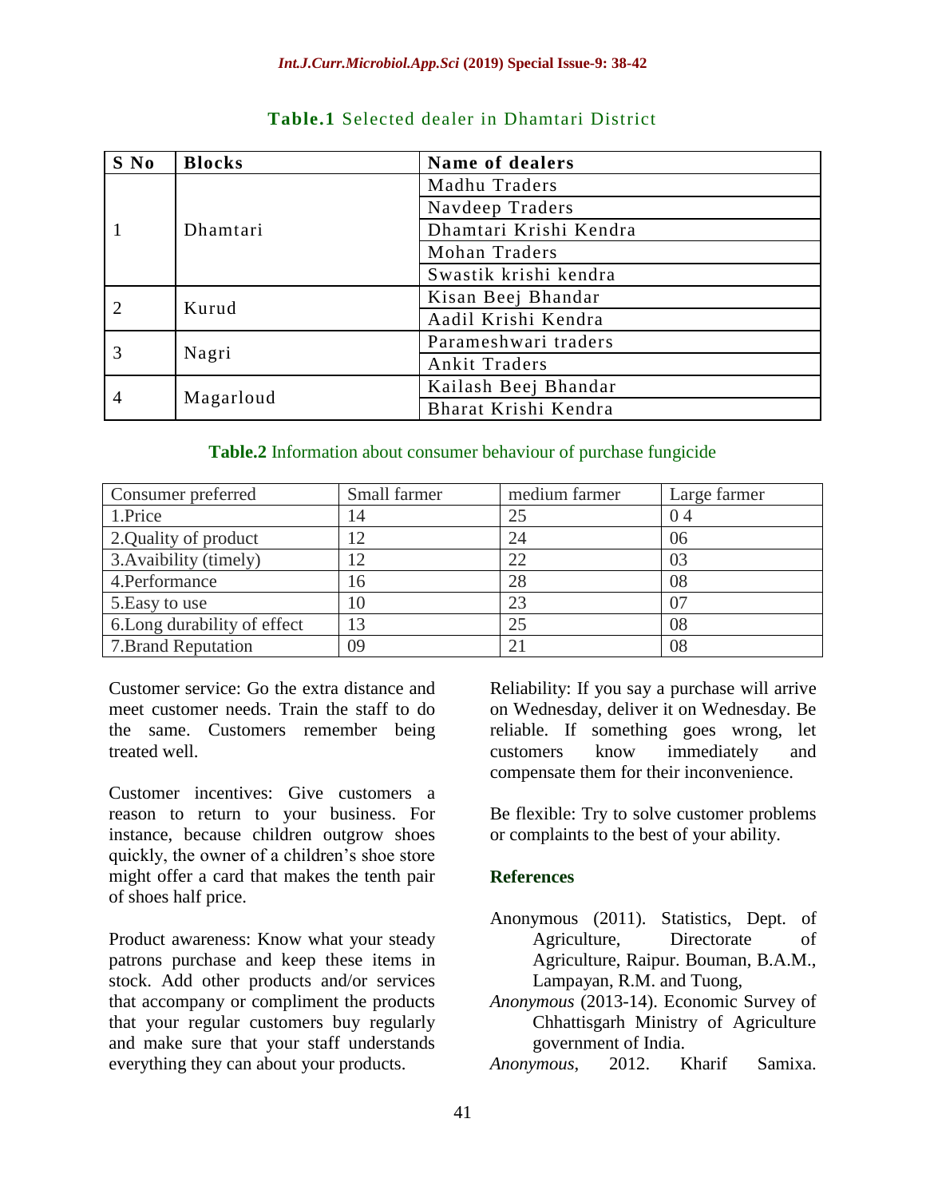**Table.1** Selected dealer in Dhamtari District

| S No | Blocks | Name of dealers |
|---|---|---|
| 1 | Dhamtari | Madhu Traders |
| | | Navdeep Traders |
| | | Dhamtari Krishi Kendra |
| | | Mohan Traders |
| | | Swastik krishi kendra |
| 2 | Kurud | Kisan Beej Bhandar |
| | | Aadil Krishi Kendra |
| 3 | Nagri | Parameshwari traders |
| | | Ankit Traders |
| 4 | Magarloud | Kailash Beej Bhandar |
| | | Bharat Krishi Kendra |

**Table.2** Information about consumer behaviour of purchase fungicide

| Consumer preferred | Small farmer | medium farmer | Large farmer |
|---|---|---|---|
| 1.Price | 14 | 25 | 0 4 |
| 2.Quality of product | 12 | 24 | 06 |
| 3.Avaibility (timely) | 12 | 22 | 03 |
| 4.Performance | 16 | 28 | 08 |
| 5.Easy to use | 10 | 23 | 07 |
| 6.Long durability of effect | 13 | 25 | 08 |
| 7.Brand Reputation | 09 | 21 | 08 |

Customer service: Go the extra distance and meet customer needs. Train the staff to do the same. Customers remember being treated well.

Customer incentives: Give customers a reason to return to your business. For instance, because children outgrow shoes quickly, the owner of a children's shoe store might offer a card that makes the tenth pair of shoes half price.

Product awareness: Know what your steady patrons purchase and keep these items in stock. Add other products and/or services that accompany or compliment the products that your regular customers buy regularly and make sure that your staff understands everything they can about your products.

Reliability: If you say a purchase will arrive on Wednesday, deliver it on Wednesday. Be reliable. If something goes wrong, let customers know immediately and compensate them for their inconvenience.

Be flexible: Try to solve customer problems or complaints to the best of your ability.

## References

Anonymous (2011). Statistics, Dept. of Agriculture, Directorate of Agriculture, Raipur. Bouman, B.A.M., Lampayan, R.M. and Tuong,

*Anonymous* (2013-14). Economic Survey of Chhattisgarh Ministry of Agriculture government of India.

*Anonymous*, 2012. Kharif Samixa.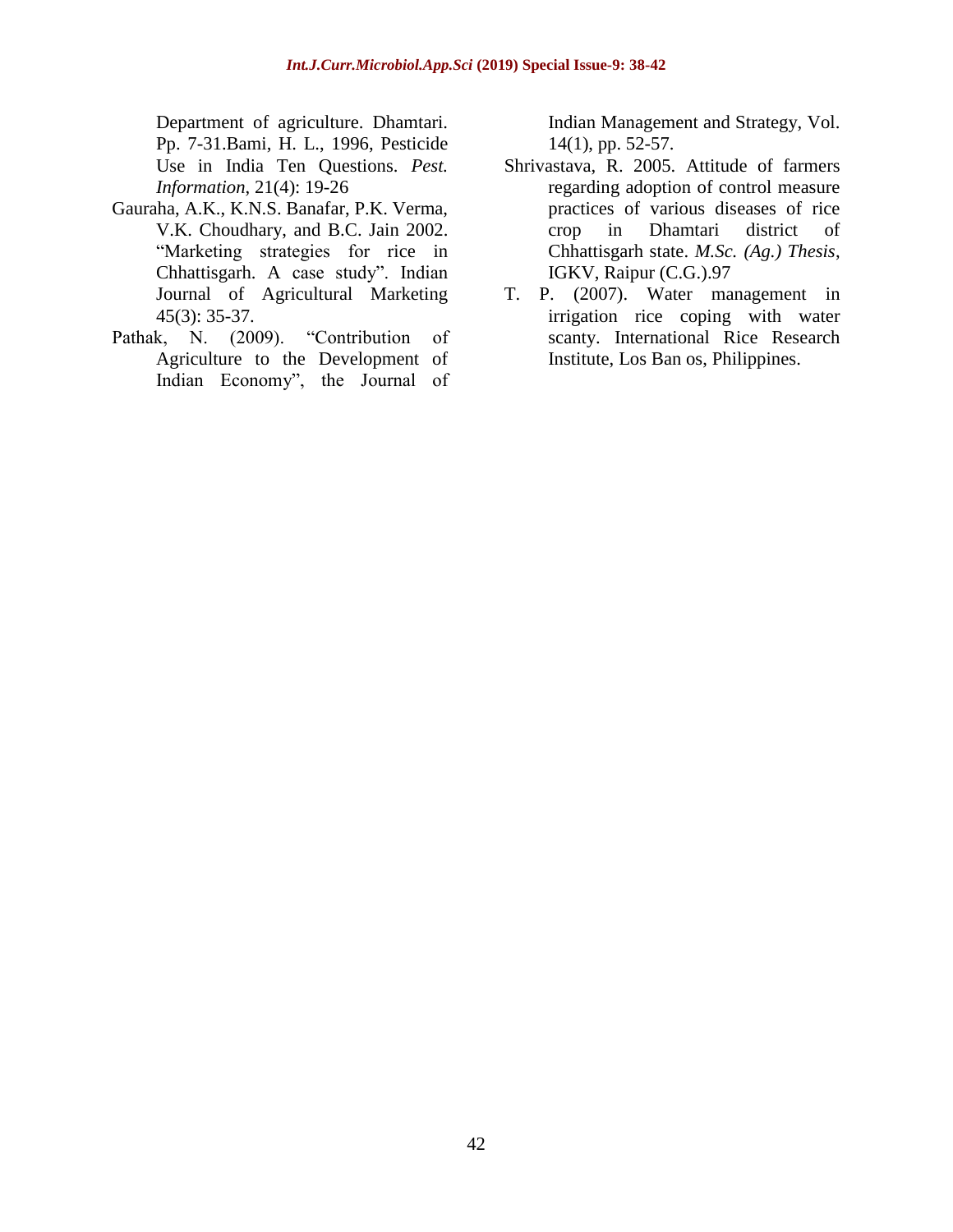Department of agriculture. Dhamtari. Pp. 7-31.Bami, H. L., 1996, Pesticide Use in India Ten Questions. *Pest. Information*, 21(4): 19-26

Gauraha, A.K., K.N.S. Banafar, P.K. Verma, V.K. Choudhary, and B.C. Jain 2002. "Marketing strategies for rice in Chhattisgarh. A case study". Indian Journal of Agricultural Marketing 45(3): 35-37.

Pathak, N. (2009). "Contribution of Agriculture to the Development of Indian Economy", the Journal of Indian Management and Strategy, Vol. 14(1), pp. 52-57.

Shrivastava, R. 2005. Attitude of farmers regarding adoption of control measure practices of various diseases of rice crop in Dhamtari district of Chhattisgarh state. *M.Sc. (Ag.) Thesis*, IGKV, Raipur (C.G.).97

T. P. (2007). Water management in irrigation rice coping with water scanty. International Rice Research Institute, Los Ban os, Philippines.